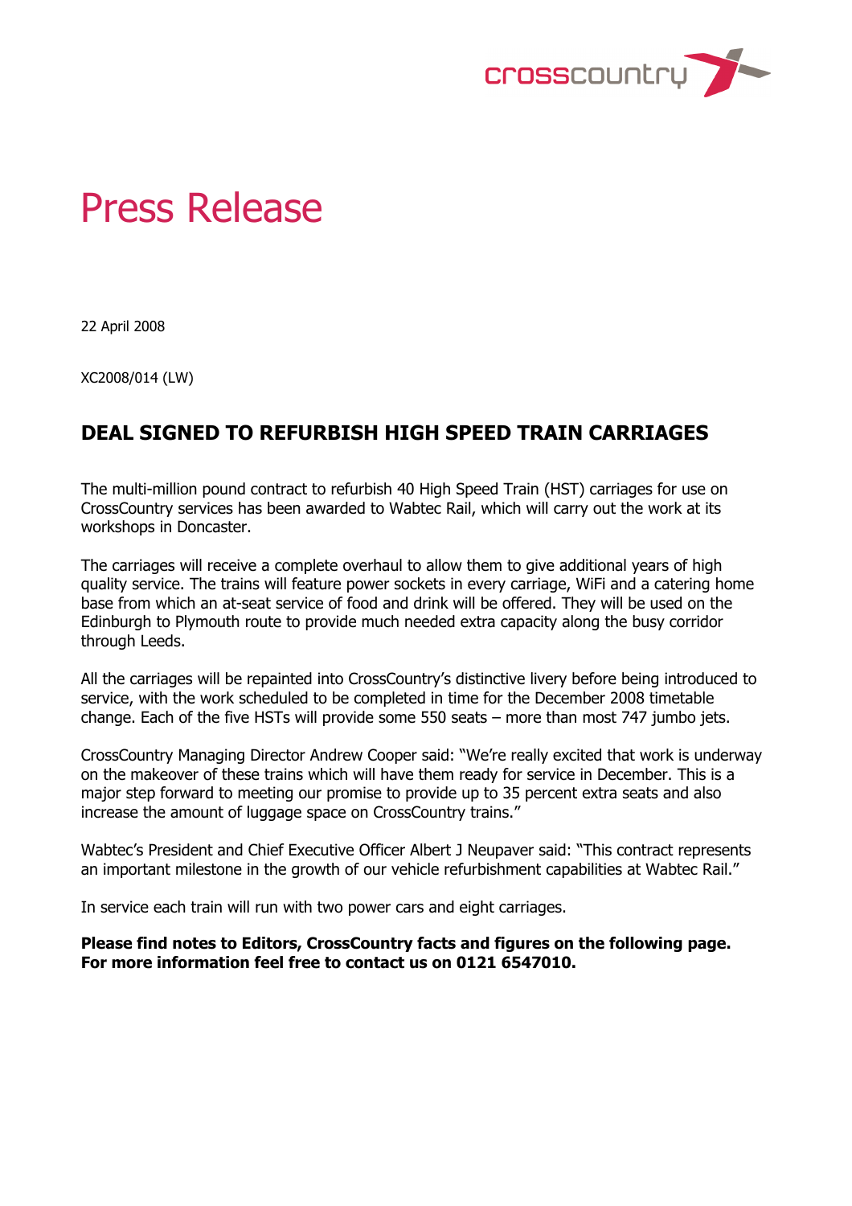crosscountry

# Press Release

22 April 2008

XC2008/014 (LW)

## DEAL SIGNED TO REFURBISH HIGH SPEED TRAIN CARRIAGES

The multi-million pound contract to refurbish 40 High Speed Train (HST) carriages for use on CrossCountry services has been awarded to Wabtec Rail, which will carry out the work at its workshops in Doncaster.

The carriages will receive a complete overhaul to allow them to give additional years of high quality service. The trains will feature power sockets in every carriage, WiFi and a catering home base from which an at-seat service of food and drink will be offered. They will be used on the Edinburgh to Plymouth route to provide much needed extra capacity along the busy corridor through Leeds.

All the carriages will be repainted into CrossCountry's distinctive livery before being introduced to service, with the work scheduled to be completed in time for the December 2008 timetable change. Each of the five HSTs will provide some 550 seats – more than most 747 jumbo jets.

CrossCountry Managing Director Andrew Cooper said: "We're really excited that work is underway on the makeover of these trains which will have them ready for service in December. This is a major step forward to meeting our promise to provide up to 35 percent extra seats and also increase the amount of luggage space on CrossCountry trains."

Wabtec's President and Chief Executive Officer Albert J Neupaver said: "This contract represents an important milestone in the growth of our vehicle refurbishment capabilities at Wabtec Rail."

In service each train will run with two power cars and eight carriages.

**Please find notes to Editors, CrossCountry facts and figures on the following page. For more information feel free to contact us on 0121 6547010.**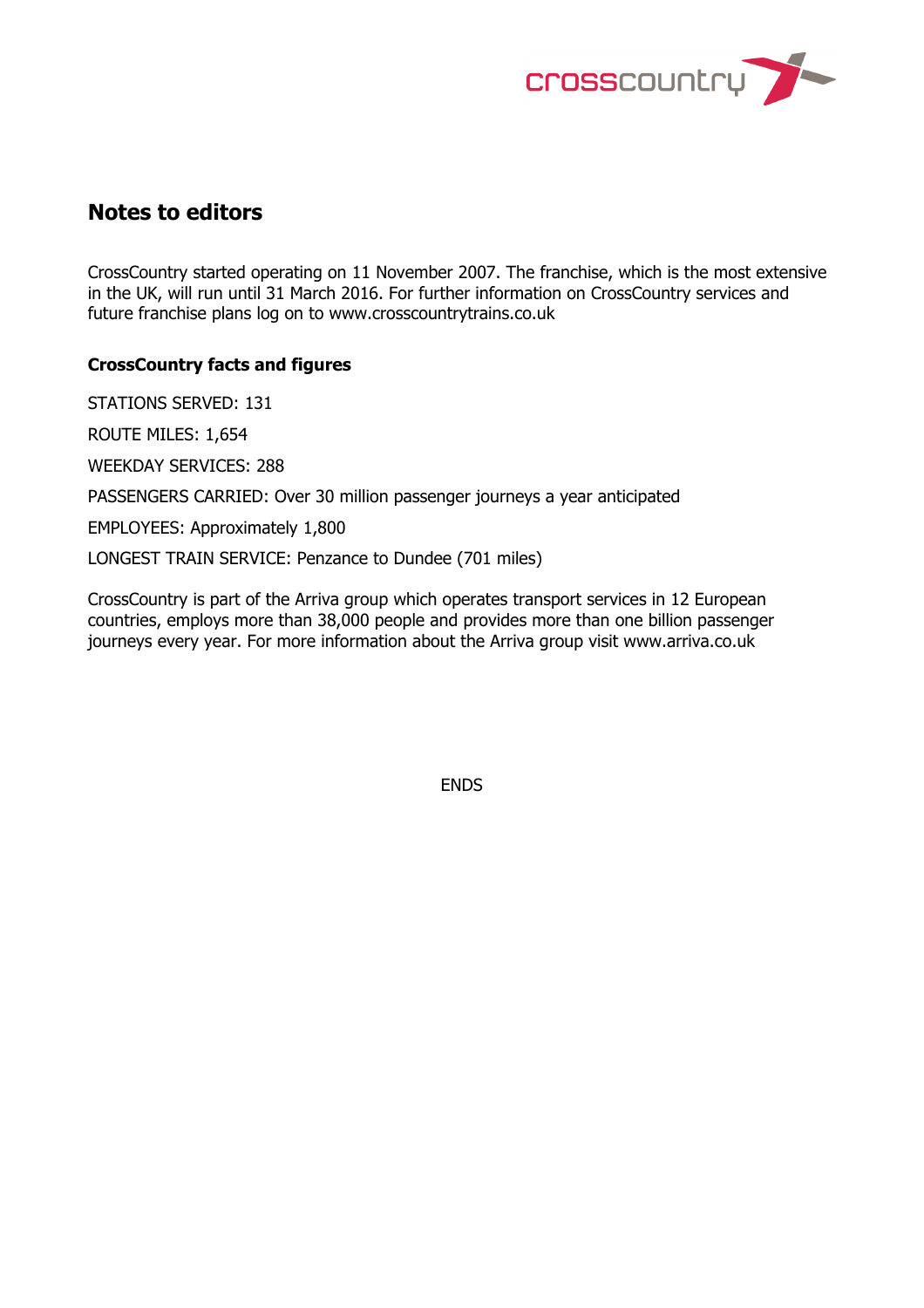## Notes to editors

CrossCountry started operating on 11 November 2007. The franchise, which is the most extensive in the UK, will run until 31 March 2016. For further information on CrossCountry services and future franchise plans log on to www.crosscountrytrains.co.uk

**CrossCountry facts and figures**

STATIONS SERVED: 131

ROUTE MILES: 1,654

WEEKDAY SERVICES: 288

PASSENGERS CARRIED: Over 30 million passenger journeys a year anticipated

EMPLOYEES: Approximately 1,800

LONGEST TRAIN SERVICE: Penzance to Dundee (701 miles)

CrossCountry is part of the Arriva group which operates transport services in 12 European countries, employs more than 38,000 people and provides more than one billion passenger journeys every year. For more information about the Arriva group visit www.arriva.co.uk

ENDS